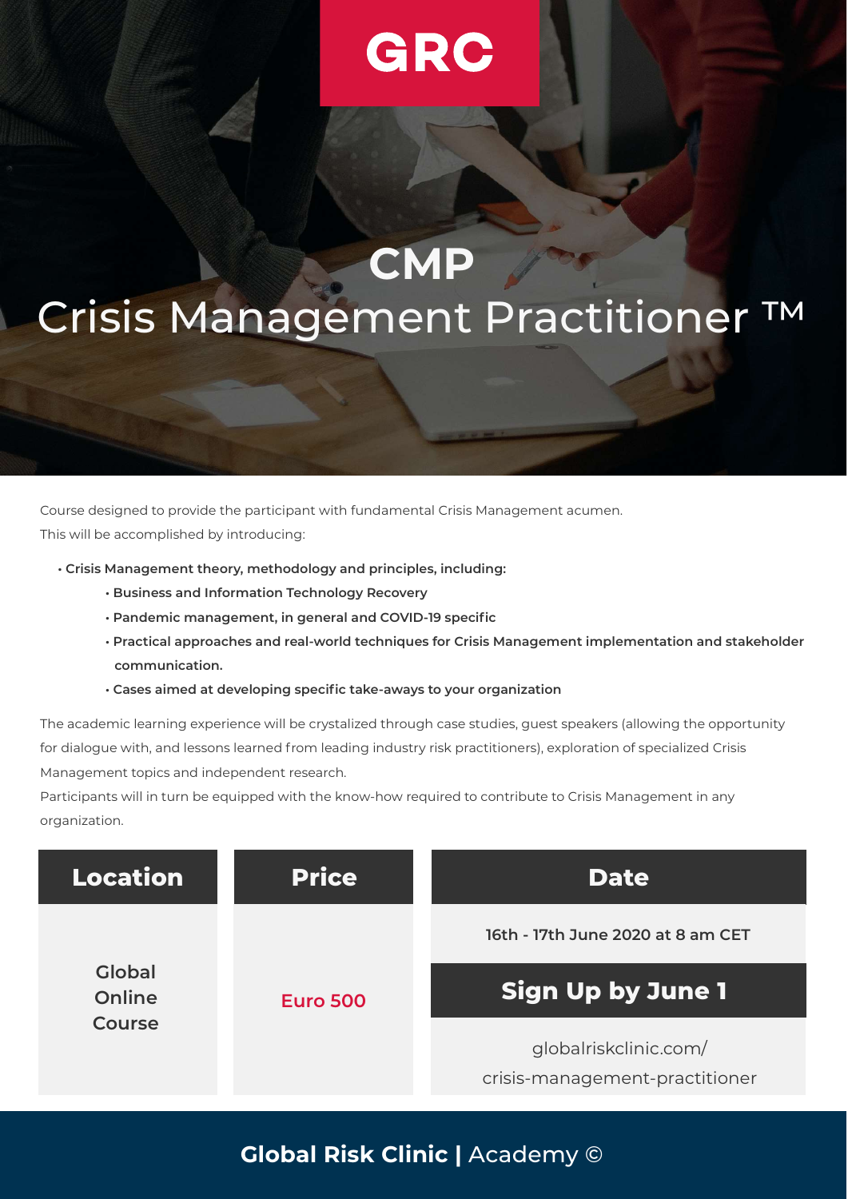GRC

# CMP
# Crisis Management Practitioner ™

Course designed to provide the participant with fundamental Crisis Management acumen.
This will be accomplished by introducing:

- **Crisis Management theory, methodology and principles, including:**
  - **Business and Information Technology Recovery**
  - **Pandemic management, in general and COVID-19 specific**
  - **Practical approaches and real-world techniques for Crisis Management implementation and stakeholder communication.**
  - **Cases aimed at developing specific take-aways to your organization**

The academic learning experience will be crystalized through case studies, guest speakers (allowing the opportunity for dialogue with, and lessons learned from leading industry risk practitioners), exploration of specialized Crisis Management topics and independent research.
Participants will in turn be equipped with the know-how required to contribute to Crisis Management in any organization.

| Location | Price | Date |
| --- | --- | --- |
| Global Online Course | Euro 500 | 16th - 17th June 2020 at 8 am CET |
| | | **Sign Up by June 1** |
| | | globalriskclinic.com/crisis-management-practitioner |

**Global Risk Clinic |** Academy ©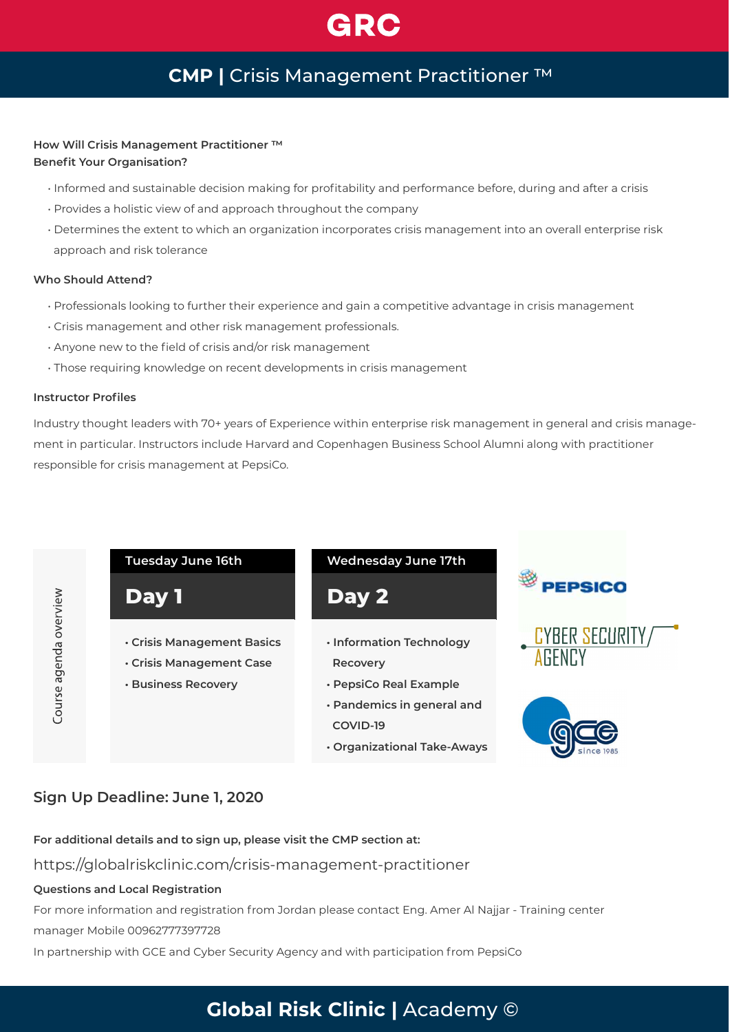# GRC

## CMP | Crisis Management Practitioner ™

**How Will Crisis Management Practitioner ™ Benefit Your Organisation?**

- Informed and sustainable decision making for profitability and performance before, during and after a crisis
- Provides a holistic view of and approach throughout the company
- Determines the extent to which an organization incorporates crisis management into an overall enterprise risk approach and risk tolerance

**Who Should Attend?**

- Professionals looking to further their experience and gain a competitive advantage in crisis management
- Crisis management and other risk management professionals.
- Anyone new to the field of crisis and/or risk management
- Those requiring knowledge on recent developments in crisis management

**Instructor Profiles**

Industry thought leaders with 70+ years of Experience within enterprise risk management in general and crisis management in particular. Instructors include Harvard and Copenhagen Business School Alumni along with practitioner responsible for crisis management at PepsiCo.

Course agenda overview

**Tuesday June 16th**

**Day 1**

- Crisis Management Basics
- Crisis Management Case
- Business Recovery

**Wednesday June 17th**

**Day 2**

- Information Technology Recovery
- PepsiCo Real Example
- Pandemics in general and COVID-19
- Organizational Take-Aways

PEPSICO

CYBER SECURITY AGENCY

gce since 1985

### Sign Up Deadline: June 1, 2020

**For additional details and to sign up, please visit the CMP section at:**

https://globalriskclinic.com/crisis-management-practitioner

**Questions and Local Registration**

For more information and registration from Jordan please contact Eng. Amer Al Najjar - Training center manager Mobile 00962777397728

In partnership with GCE and Cyber Security Agency and with participation from PepsiCo

**Global Risk Clinic |** Academy ©